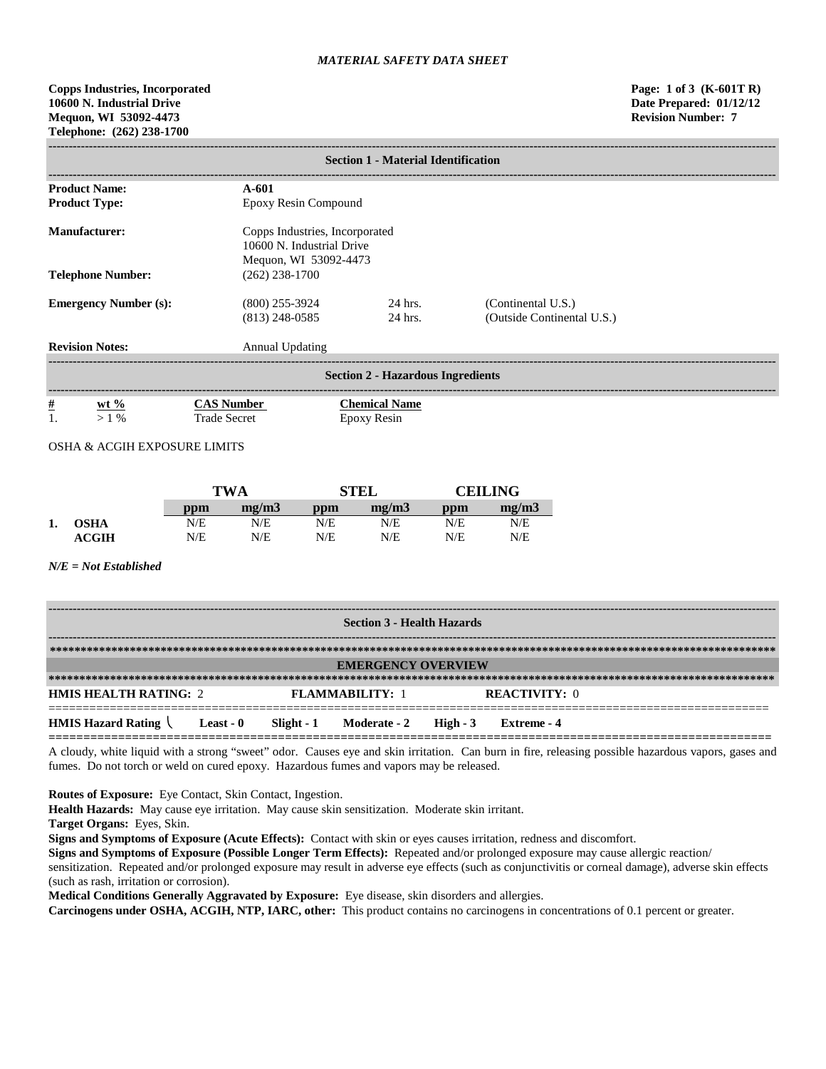*MATERIAL SAFETY DATA SHEET*

**Copps Industries, Incorporated**
**10600 N. Industrial Drive**
**Mequon, WI 53092-4473**
**Telephone: (262) 238-1700**

**Page: 1 of 3 (K-601T R)**
**Date Prepared: 01/12/12**
**Revision Number: 7**

## Section 1 - Material Identification

| | | | |
|---|---|---|---|
| **Product Name:** | **A-601** | | |
| **Product Type:** | Epoxy Resin Compound | | |
| **Manufacturer:** | Copps Industries, Incorporated<br>10600 N. Industrial Drive<br>Mequon, WI 53092-4473 | | |
| **Telephone Number:** | (262) 238-1700 | | |
| **Emergency Number (s):** | (800) 255-3924 | 24 hrs. | (Continental U.S.) |
| | (813) 248-0585 | 24 hrs. | (Outside Continental U.S.) |
| **Revision Notes:** | Annual Updating | | |

## Section 2 - Hazardous Ingredients

| # | wt % | CAS Number | Chemical Name |
|---|---|---|---|
| 1. | > 1 % | Trade Secret | Epoxy Resin |

OSHA & ACGIH EXPOSURE LIMITS

| | | TWA | | STEL | | CEILING | |
|---|---|---|---|---|---|---|---|
| | | ppm | mg/m3 | ppm | mg/m3 | ppm | mg/m3 |
| 1. | OSHA | N/E | N/E | N/E | N/E | N/E | N/E |
| | ACGIH | N/E | N/E | N/E | N/E | N/E | N/E |

***N/E = Not Established***

## Section 3 - Health Hazards

### EMERGENCY OVERVIEW

**HMIS HEALTH RATING:** 2 **FLAMMABILITY:** 1 **REACTIVITY:** 0

**HMIS Hazard Rating** **Least - 0** **Slight - 1** **Moderate - 2** **High - 3** **Extreme - 4**

A cloudy, white liquid with a strong "sweet" odor. Causes eye and skin irritation. Can burn in fire, releasing possible hazardous vapors, gases and fumes. Do not torch or weld on cured epoxy. Hazardous fumes and vapors may be released.

**Routes of Exposure:** Eye Contact, Skin Contact, Ingestion.
**Health Hazards:** May cause eye irritation. May cause skin sensitization. Moderate skin irritant.
**Target Organs:** Eyes, Skin.
**Signs and Symptoms of Exposure (Acute Effects):** Contact with skin or eyes causes irritation, redness and discomfort.
**Signs and Symptoms of Exposure (Possible Longer Term Effects):** Repeated and/or prolonged exposure may cause allergic reaction/ sensitization. Repeated and/or prolonged exposure may result in adverse eye effects (such as conjunctivitis or corneal damage), adverse skin effects (such as rash, irritation or corrosion).
**Medical Conditions Generally Aggravated by Exposure:** Eye disease, skin disorders and allergies.
**Carcinogens under OSHA, ACGIH, NTP, IARC, other:** This product contains no carcinogens in concentrations of 0.1 percent or greater.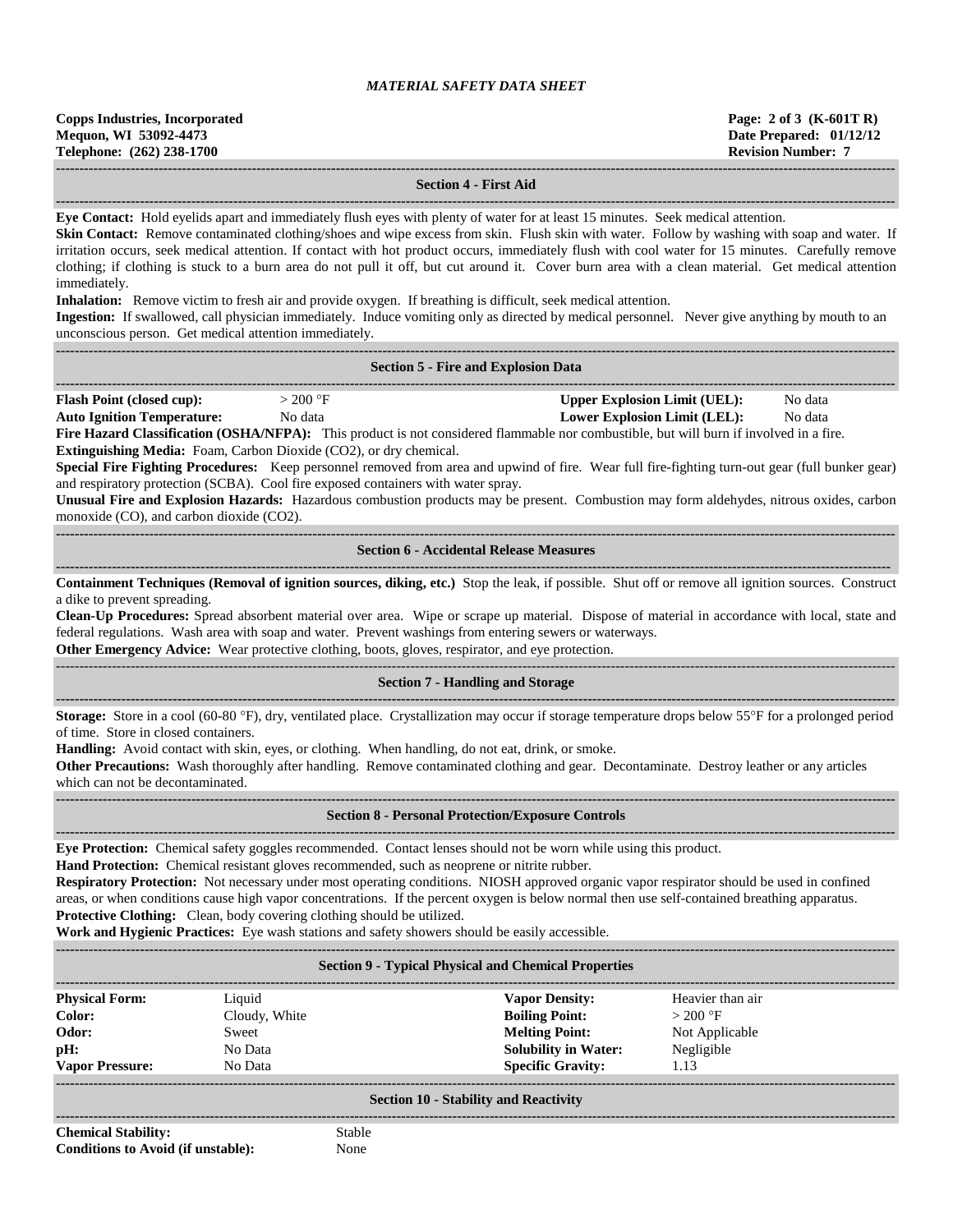## Section 4 - First Aid

**Eye Contact:** Hold eyelids apart and immediately flush eyes with plenty of water for at least 15 minutes. Seek medical attention.

**Skin Contact:** Remove contaminated clothing/shoes and wipe excess from skin. Flush skin with water. Follow by washing with soap and water. If irritation occurs, seek medical attention. If contact with hot product occurs, immediately flush with cool water for 15 minutes. Carefully remove clothing; if clothing is stuck to a burn area do not pull it off, but cut around it. Cover burn area with a clean material. Get medical attention immediately.

**Inhalation:** Remove victim to fresh air and provide oxygen. If breathing is difficult, seek medical attention.

**Ingestion:** If swallowed, call physician immediately. Induce vomiting only as directed by medical personnel. Never give anything by mouth to an unconscious person. Get medical attention immediately.

## Section 5 - Fire and Explosion Data

| | | | |
|---|---|---|---|
| **Flash Point (closed cup):** | > 200 °F | **Upper Explosion Limit (UEL):** | No data |
| **Auto Ignition Temperature:** | No data | **Lower Explosion Limit (LEL):** | No data |

**Fire Hazard Classification (OSHA/NFPA):** This product is not considered flammable nor combustible, but will burn if involved in a fire.

**Extinguishing Media:** Foam, Carbon Dioxide ($CO_2$), or dry chemical.

**Special Fire Fighting Procedures:** Keep personnel removed from area and upwind of fire. Wear full fire-fighting turn-out gear (full bunker gear) and respiratory protection (SCBA). Cool fire exposed containers with water spray.

**Unusual Fire and Explosion Hazards:** Hazardous combustion products may be present. Combustion may form aldehydes, nitrous oxides, carbon monoxide (CO), and carbon dioxide ($CO_2$).

## Section 6 - Accidental Release Measures

**Containment Techniques (Removal of ignition sources, diking, etc.)** Stop the leak, if possible. Shut off or remove all ignition sources. Construct a dike to prevent spreading.

**Clean-Up Procedures:** Spread absorbent material over area. Wipe or scrape up material. Dispose of material in accordance with local, state and federal regulations. Wash area with soap and water. Prevent washings from entering sewers or waterways.

**Other Emergency Advice:** Wear protective clothing, boots, gloves, respirator, and eye protection.

## Section 7 - Handling and Storage

**Storage:** Store in a cool (60-80 °F), dry, ventilated place. Crystallization may occur if storage temperature drops below 55°F for a prolonged period of time. Store in closed containers.

**Handling:** Avoid contact with skin, eyes, or clothing. When handling, do not eat, drink, or smoke.

**Other Precautions:** Wash thoroughly after handling. Remove contaminated clothing and gear. Decontaminate. Destroy leather or any articles which can not be decontaminated.

## Section 8 - Personal Protection/Exposure Controls

**Eye Protection:** Chemical safety goggles recommended. Contact lenses should not be worn while using this product.

**Hand Protection:** Chemical resistant gloves recommended, such as neoprene or nitrite rubber.

**Respiratory Protection:** Not necessary under most operating conditions. NIOSH approved organic vapor respirator should be used in confined areas, or when conditions cause high vapor concentrations. If the percent oxygen is below normal then use self-contained breathing apparatus.

**Protective Clothing:** Clean, body covering clothing should be utilized.

**Work and Hygienic Practices:** Eye wash stations and safety showers should be easily accessible.

## Section 9 - Typical Physical and Chemical Properties

| | | | |
|---|---|---|---|
| **Physical Form:** | Liquid | **Vapor Density:** | Heavier than air |
| **Color:** | Cloudy, White | **Boiling Point:** | > 200 °F |
| **Odor:** | Sweet | **Melting Point:** | Not Applicable |
| **pH:** | No Data | **Solubility in Water:** | Negligible |
| **Vapor Pressure:** | No Data | **Specific Gravity:** | 1.13 |

## Section 10 - Stability and Reactivity

| | |
|---|---|
| **Chemical Stability:** | Stable |
| **Conditions to Avoid (if unstable):** | None |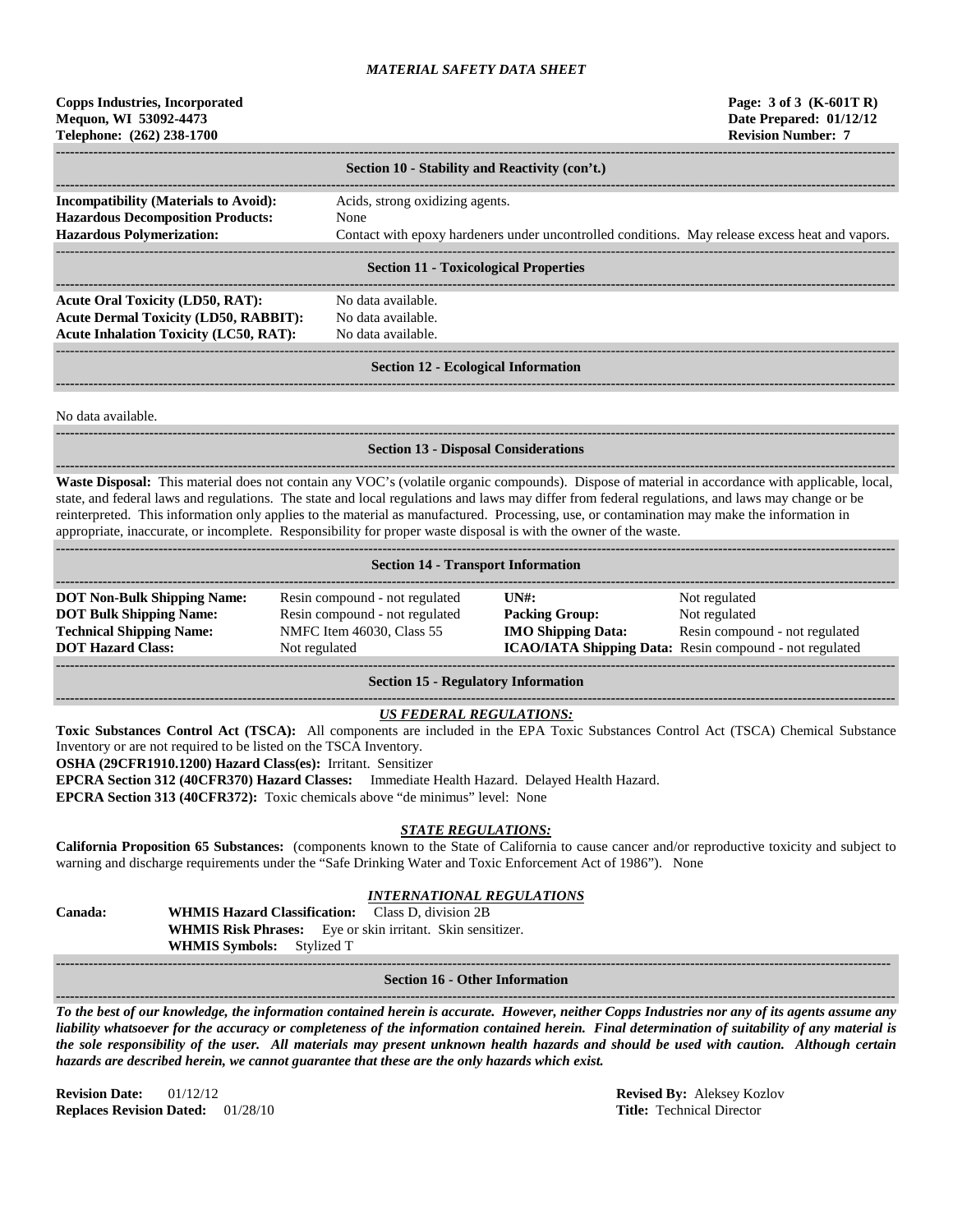# MATERIAL SAFETY DATA SHEET

**Copps Industries, Incorporated**
**Mequon, WI 53092-4473**
**Telephone: (262) 238-1700**

**Page: 3 of 3 (K-601T R)**
**Date Prepared: 01/12/12**
**Revision Number: 7**

## Section 10 - Stability and Reactivity (con't.)

**Incompatibility (Materials to Avoid):** Acids, strong oxidizing agents.
**Hazardous Decomposition Products:** None
**Hazardous Polymerization:** Contact with epoxy hardeners under uncontrolled conditions. May release excess heat and vapors.

## Section 11 - Toxicological Properties

**Acute Oral Toxicity (LD50, RAT):** No data available.
**Acute Dermal Toxicity (LD50, RABBIT):** No data available.
**Acute Inhalation Toxicity (LC50, RAT):** No data available.

## Section 12 - Ecological Information

No data available.

## Section 13 - Disposal Considerations

**Waste Disposal:** This material does not contain any VOC's (volatile organic compounds). Dispose of material in accordance with applicable, local, state, and federal laws and regulations. The state and local regulations and laws may differ from federal regulations, and laws may change or be reinterpreted. This information only applies to the material as manufactured. Processing, use, or contamination may make the information in appropriate, inaccurate, or incomplete. Responsibility for proper waste disposal is with the owner of the waste.

## Section 14 - Transport Information

| | | | |
|---|---|---|---|
| **DOT Non-Bulk Shipping Name:** | Resin compound - not regulated | **UN#:** | Not regulated |
| **DOT Bulk Shipping Name:** | Resin compound - not regulated | **Packing Group:** | Not regulated |
| **Technical Shipping Name:** | NMFC Item 46030, Class 55 | **IMO Shipping Data:** | Resin compound - not regulated |
| **DOT Hazard Class:** | Not regulated | **ICAO/IATA Shipping Data:** | Resin compound - not regulated |

## Section 15 - Regulatory Information

### *US FEDERAL REGULATIONS:*

**Toxic Substances Control Act (TSCA):** All components are included in the EPA Toxic Substances Control Act (TSCA) Chemical Substance Inventory or are not required to be listed on the TSCA Inventory.
**OSHA (29CFR1910.1200) Hazard Class(es):** Irritant. Sensitizer
**EPCRA Section 312 (40CFR370) Hazard Classes:** Immediate Health Hazard. Delayed Health Hazard.
**EPCRA Section 313 (40CFR372):** Toxic chemicals above "de minimus" level: None

### *STATE REGULATIONS:*

**California Proposition 65 Substances:** (components known to the State of California to cause cancer and/or reproductive toxicity and subject to warning and discharge requirements under the "Safe Drinking Water and Toxic Enforcement Act of 1986"). None

### *INTERNATIONAL REGULATIONS*

**Canada:**
**WHMIS Hazard Classification:** Class D, division 2B
**WHMIS Risk Phrases:** Eye or skin irritant. Skin sensitizer.
**WHMIS Symbols:** Stylized T

## Section 16 - Other Information

***To the best of our knowledge, the information contained herein is accurate. However, neither Copps Industries nor any of its agents assume any liability whatsoever for the accuracy or completeness of the information contained herein. Final determination of suitability of any material is the sole responsibility of the user. All materials may present unknown health hazards and should be used with caution. Although certain hazards are described herein, we cannot guarantee that these are the only hazards which exist.***

**Revision Date:** 01/12/12
**Replaces Revision Dated:** 01/28/10

**Revised By:** Aleksey Kozlov
**Title:** Technical Director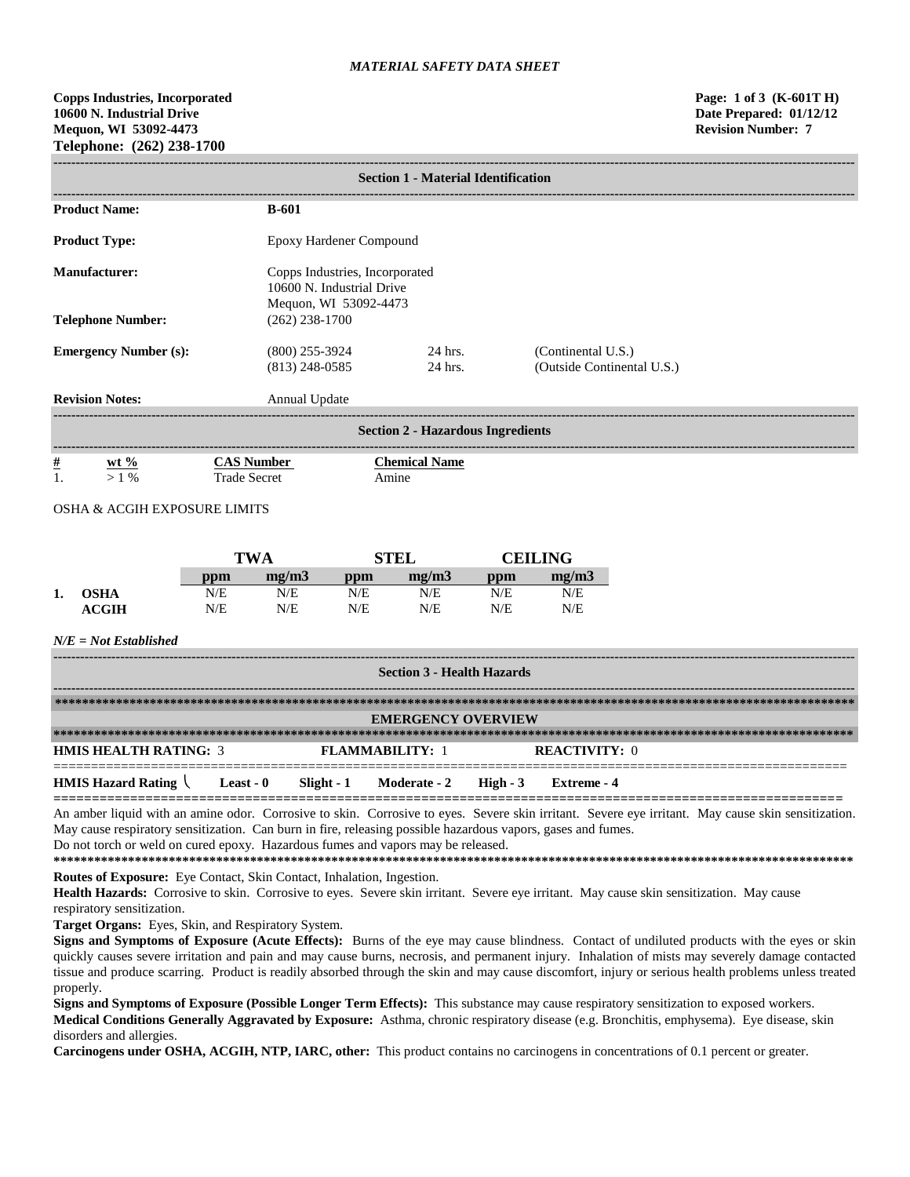*MATERIAL SAFETY DATA SHEET*

**Copps Industries, Incorporated**
**10600 N. Industrial Drive**
**Mequon, WI 53092-4473**
**Telephone: (262) 238-1700**

**Page: 1 of 3 (K-601T H)**
**Date Prepared: 01/12/12**
**Revision Number: 7**

## Section 1 - Material Identification

| | | | |
|---|---|---|---|
| **Product Name:** | **B-601** | | |
| **Product Type:** | Epoxy Hardener Compound | | |
| **Manufacturer:** | Copps Industries, Incorporated<br>10600 N. Industrial Drive<br>Mequon, WI 53092-4473 | | |
| **Telephone Number:** | (262) 238-1700 | | |
| **Emergency Number (s):** | (800) 255-3924 | 24 hrs. | (Continental U.S.) |
| | (813) 248-0585 | 24 hrs. | (Outside Continental U.S.) |
| **Revision Notes:** | Annual Update | | |

## Section 2 - Hazardous Ingredients

| # | wt % | CAS Number | Chemical Name |
|---|---|---|---|
| 1. | > 1 % | Trade Secret | Amine |

OSHA & ACGIH EXPOSURE LIMITS

| | | TWA | | STEL | | CEILING | |
|---|---|---|---|---|---|---|---|
| | | ppm | mg/m3 | ppm | mg/m3 | ppm | mg/m3 |
| 1. | OSHA | N/E | N/E | N/E | N/E | N/E | N/E |
| | ACGIH | N/E | N/E | N/E | N/E | N/E | N/E |

***N/E = Not Established***

## Section 3 - Health Hazards

**EMERGENCY OVERVIEW**

**HMIS HEALTH RATING:** 3 **FLAMMABILITY:** 1 **REACTIVITY:** 0

**HMIS Hazard Rating** **Least - 0** **Slight - 1** **Moderate - 2** **High - 3** **Extreme - 4**

An amber liquid with an amine odor. Corrosive to skin. Corrosive to eyes. Severe skin irritant. Severe eye irritant. May cause skin sensitization. May cause respiratory sensitization. Can burn in fire, releasing possible hazardous vapors, gases and fumes.
Do not torch or weld on cured epoxy. Hazardous fumes and vapors may be released.

**Routes of Exposure:** Eye Contact, Skin Contact, Inhalation, Ingestion.

**Health Hazards:** Corrosive to skin. Corrosive to eyes. Severe skin irritant. Severe eye irritant. May cause skin sensitization. May cause respiratory sensitization.

**Target Organs:** Eyes, Skin, and Respiratory System.

**Signs and Symptoms of Exposure (Acute Effects):** Burns of the eye may cause blindness. Contact of undiluted products with the eyes or skin quickly causes severe irritation and pain and may cause burns, necrosis, and permanent injury. Inhalation of mists may severely damage contacted tissue and produce scarring. Product is readily absorbed through the skin and may cause discomfort, injury or serious health problems unless treated properly.

**Signs and Symptoms of Exposure (Possible Longer Term Effects):** This substance may cause respiratory sensitization to exposed workers.

**Medical Conditions Generally Aggravated by Exposure:** Asthma, chronic respiratory disease (e.g. Bronchitis, emphysema). Eye disease, skin disorders and allergies.

**Carcinogens under OSHA, ACGIH, NTP, IARC, other:** This product contains no carcinogens in concentrations of 0.1 percent or greater.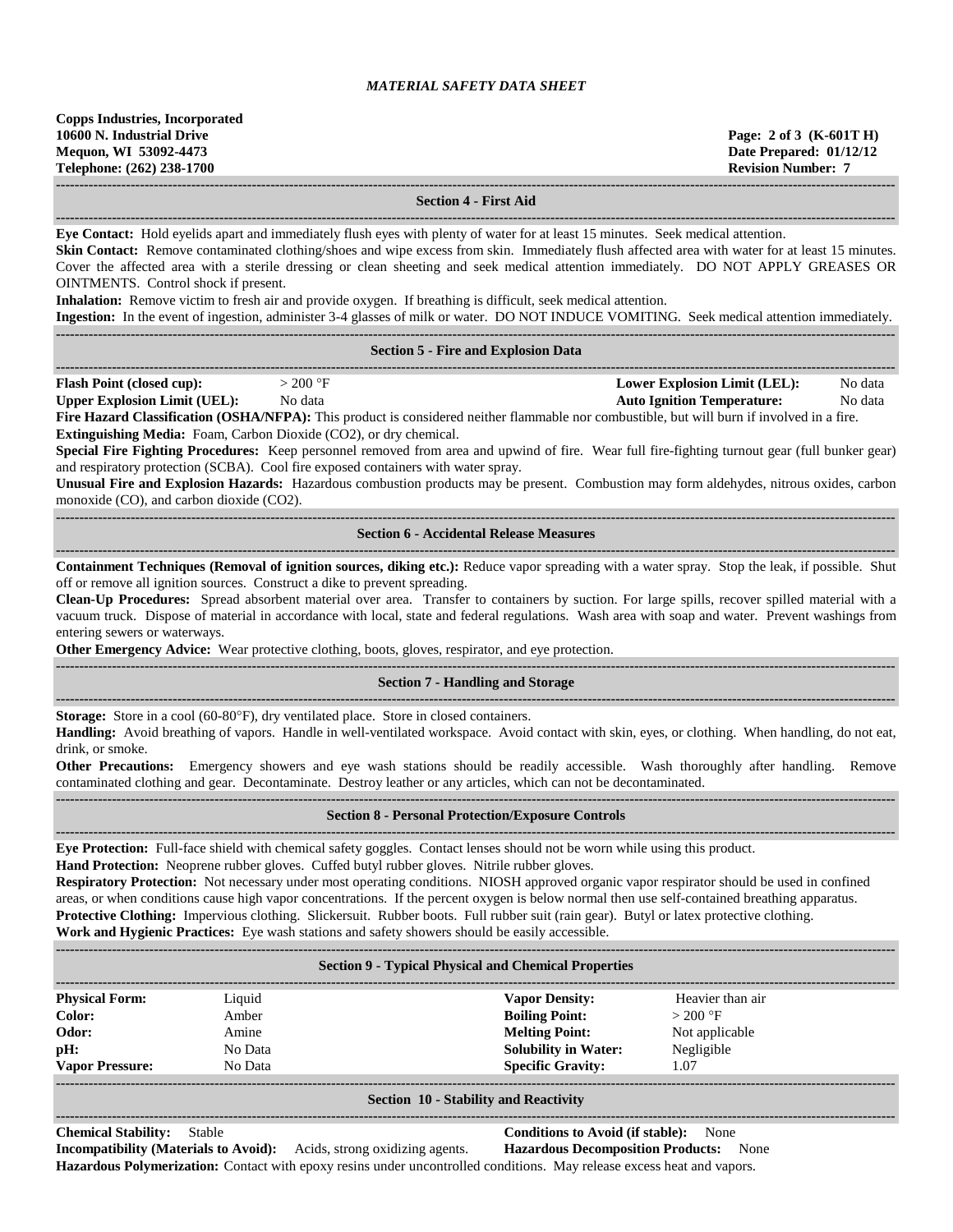*MATERIAL SAFETY DATA SHEET*

**Copps Industries, Incorporated**
**10600 N. Industrial Drive**
**Mequon, WI 53092-4473**
**Telephone: (262) 238-1700**

**Page: 2 of 3 (K-601T H)**
**Date Prepared: 01/12/12**
**Revision Number: 7**

## Section 4 - First Aid

**Eye Contact:** Hold eyelids apart and immediately flush eyes with plenty of water for at least 15 minutes. Seek medical attention.

**Skin Contact:** Remove contaminated clothing/shoes and wipe excess from skin. Immediately flush affected area with water for at least 15 minutes. Cover the affected area with a sterile dressing or clean sheeting and seek medical attention immediately. DO NOT APPLY GREASES OR OINTMENTS. Control shock if present.

**Inhalation:** Remove victim to fresh air and provide oxygen. If breathing is difficult, seek medical attention.

**Ingestion:** In the event of ingestion, administer 3-4 glasses of milk or water. DO NOT INDUCE VOMITING. Seek medical attention immediately.

## Section 5 - Fire and Explosion Data

| | | | |
|---|---|---|---|
| **Flash Point (closed cup):** | > 200 °F | **Lower Explosion Limit (LEL):** | No data |
| **Upper Explosion Limit (UEL):** | No data | **Auto Ignition Temperature:** | No data |

**Fire Hazard Classification (OSHA/NFPA):** This product is considered neither flammable nor combustible, but will burn if involved in a fire.

**Extinguishing Media:** Foam, Carbon Dioxide ($CO_2$), or dry chemical.

**Special Fire Fighting Procedures:** Keep personnel removed from area and upwind of fire. Wear full fire-fighting turnout gear (full bunker gear) and respiratory protection (SCBA). Cool fire exposed containers with water spray.

**Unusual Fire and Explosion Hazards:** Hazardous combustion products may be present. Combustion may form aldehydes, nitrous oxides, carbon monoxide (CO), and carbon dioxide ($CO_2$).

## Section 6 - Accidental Release Measures

**Containment Techniques (Removal of ignition sources, diking etc.):** Reduce vapor spreading with a water spray. Stop the leak, if possible. Shut off or remove all ignition sources. Construct a dike to prevent spreading.

**Clean-Up Procedures:** Spread absorbent material over area. Transfer to containers by suction. For large spills, recover spilled material with a vacuum truck. Dispose of material in accordance with local, state and federal regulations. Wash area with soap and water. Prevent washings from entering sewers or waterways.

**Other Emergency Advice:** Wear protective clothing, boots, gloves, respirator, and eye protection.

## Section 7 - Handling and Storage

**Storage:** Store in a cool (60-80°F), dry ventilated place. Store in closed containers.

**Handling:** Avoid breathing of vapors. Handle in well-ventilated workspace. Avoid contact with skin, eyes, or clothing. When handling, do not eat, drink, or smoke.

**Other Precautions:** Emergency showers and eye wash stations should be readily accessible. Wash thoroughly after handling. Remove contaminated clothing and gear. Decontaminate. Destroy leather or any articles, which can not be decontaminated.

## Section 8 - Personal Protection/Exposure Controls

**Eye Protection:** Full-face shield with chemical safety goggles. Contact lenses should not be worn while using this product.

**Hand Protection:** Neoprene rubber gloves. Cuffed butyl rubber gloves. Nitrile rubber gloves.

**Respiratory Protection:** Not necessary under most operating conditions. NIOSH approved organic vapor respirator should be used in confined areas, or when conditions cause high vapor concentrations. If the percent oxygen is below normal then use self-contained breathing apparatus.

**Protective Clothing:** Impervious clothing. Slickersuit. Rubber boots. Full rubber suit (rain gear). Butyl or latex protective clothing.

**Work and Hygienic Practices:** Eye wash stations and safety showers should be easily accessible.

## Section 9 - Typical Physical and Chemical Properties

| | | | |
|---|---|---|---|
| **Physical Form:** | Liquid | **Vapor Density:** | Heavier than air |
| **Color:** | Amber | **Boiling Point:** | > 200 °F |
| **Odor:** | Amine | **Melting Point:** | Not applicable |
| **pH:** | No Data | **Solubility in Water:** | Negligible |
| **Vapor Pressure:** | No Data | **Specific Gravity:** | 1.07 |

## Section 10 - Stability and Reactivity

**Chemical Stability:** Stable

**Conditions to Avoid (if stable):** None

**Incompatibility (Materials to Avoid):** Acids, strong oxidizing agents.

**Hazardous Decomposition Products:** None

**Hazardous Polymerization:** Contact with epoxy resins under uncontrolled conditions. May release excess heat and vapors.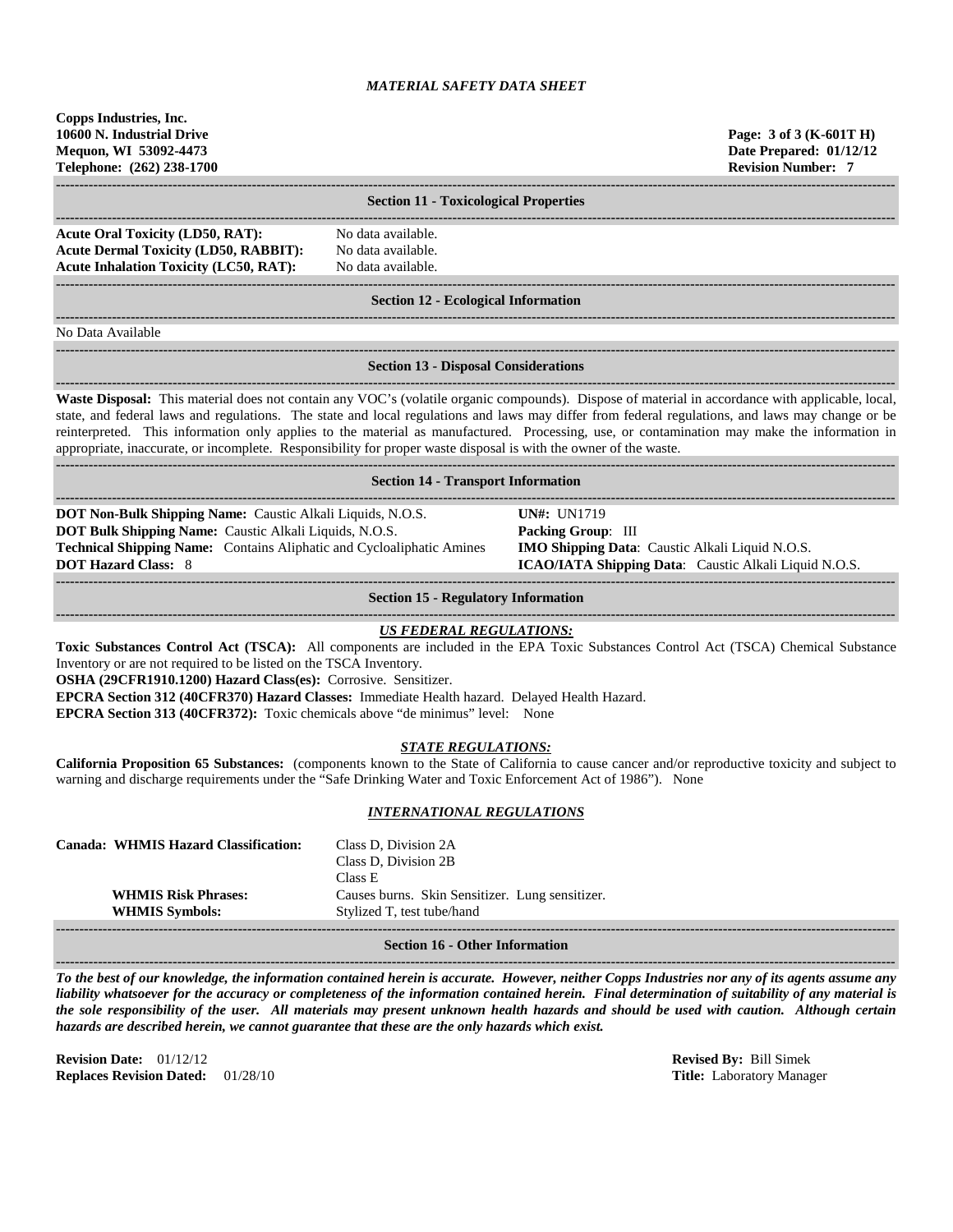## Section 11 - Toxicological Properties

**Acute Oral Toxicity (LD50, RAT):** No data available.
**Acute Dermal Toxicity (LD50, RABBIT):** No data available.
**Acute Inhalation Toxicity (LC50, RAT):** No data available.

## Section 12 - Ecological Information

No Data Available

## Section 13 - Disposal Considerations

**Waste Disposal:** This material does not contain any VOC's (volatile organic compounds). Dispose of material in accordance with applicable, local, state, and federal laws and regulations. The state and local regulations and laws may differ from federal regulations, and laws may change or be reinterpreted. This information only applies to the material as manufactured. Processing, use, or contamination may make the information in appropriate, inaccurate, or incomplete. Responsibility for proper waste disposal is with the owner of the waste.

## Section 14 - Transport Information

**DOT Non-Bulk Shipping Name:** Caustic Alkali Liquids, N.O.S.
**DOT Bulk Shipping Name:** Caustic Alkali Liquids, N.O.S.
**Technical Shipping Name:** Contains Aliphatic and Cycloaliphatic Amines
**DOT Hazard Class:** 8

**UN#:** UN1719
**Packing Group**: III
**IMO Shipping Data**: Caustic Alkali Liquid N.O.S.
**ICAO/IATA Shipping Data**: Caustic Alkali Liquid N.O.S.

## Section 15 - Regulatory Information

### *US FEDERAL REGULATIONS:*

**Toxic Substances Control Act (TSCA):** All components are included in the EPA Toxic Substances Control Act (TSCA) Chemical Substance Inventory or are not required to be listed on the TSCA Inventory.
**OSHA (29CFR1910.1200) Hazard Class(es):** Corrosive. Sensitizer.
**EPCRA Section 312 (40CFR370) Hazard Classes:** Immediate Health hazard. Delayed Health Hazard.
**EPCRA Section 313 (40CFR372):** Toxic chemicals above "de minimus" level: None

### *STATE REGULATIONS:*

**California Proposition 65 Substances:** (components known to the State of California to cause cancer and/or reproductive toxicity and subject to warning and discharge requirements under the "Safe Drinking Water and Toxic Enforcement Act of 1986"). None

### *INTERNATIONAL REGULATIONS*

**Canada: WHMIS Hazard Classification:** Class D, Division 2A
Class D, Division 2B
Class E
**WHMIS Risk Phrases:** Causes burns. Skin Sensitizer. Lung sensitizer.
**WHMIS Symbols:** Stylized T, test tube/hand

## Section 16 - Other Information

***To the best of our knowledge, the information contained herein is accurate. However, neither Copps Industries nor any of its agents assume any liability whatsoever for the accuracy or completeness of the information contained herein. Final determination of suitability of any material is the sole responsibility of the user. All materials may present unknown health hazards and should be used with caution. Although certain hazards are described herein, we cannot guarantee that these are the only hazards which exist.***

**Revision Date:** 01/12/12
**Replaces Revision Dated:** 01/28/10

**Revised By:** Bill Simek
**Title:** Laboratory Manager